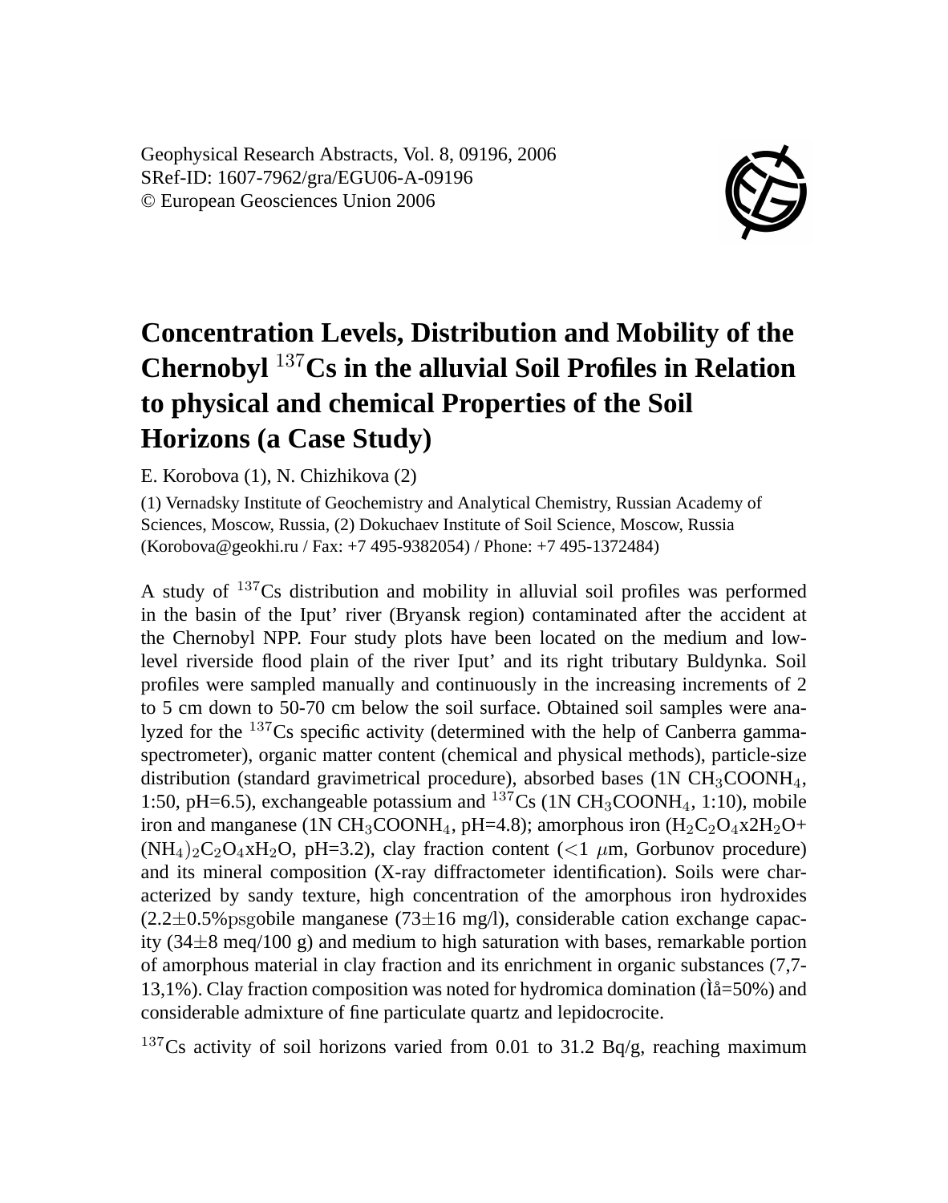Geophysical Research Abstracts, Vol. 8, 09196, 2006
SRef-ID: 1607-7962/gra/EGU06-A-09196
© European Geosciences Union 2006

# Concentration Levels, Distribution and Mobility of the Chernobyl $^{137}$Cs in the alluvial Soil Profiles in Relation to physical and chemical Properties of the Soil Horizons (a Case Study)

E. Korobova (1), N. Chizhikova (2)

(1) Vernadsky Institute of Geochemistry and Analytical Chemistry, Russian Academy of Sciences, Moscow, Russia, (2) Dokuchaev Institute of Soil Science, Moscow, Russia (Korobova@geokhi.ru / Fax: +7 495-9382054) / Phone: +7 495-1372484)

A study of $^{137}$Cs distribution and mobility in alluvial soil profiles was performed in the basin of the Iput' river (Bryansk region) contaminated after the accident at the Chernobyl NPP. Four study plots have been located on the medium and low-level riverside flood plain of the river Iput' and its right tributary Buldynka. Soil profiles were sampled manually and continuously in the increasing increments of 2 to 5 cm down to 50-70 cm below the soil surface. Obtained soil samples were analyzed for the $^{137}$Cs specific activity (determined with the help of Canberra gamma-spectrometer), organic matter content (chemical and physical methods), particle-size distribution (standard gravimetrical procedure), absorbed bases (1N $CH_3COONH_4$, 1:50, pH=6.5), exchangeable potassium and $^{137}$Cs (1N $CH_3COONH_4$, 1:10), mobile iron and manganese (1N $CH_3COONH_4$, pH=4.8); amorphous iron ($H_2C_2O_4$x$2H_2O$+ $(NH_4)_2C_2O_4$x$H_2O$, pH=3.2), clay fraction content (<1 $\mu$m, Gorbunov procedure) and its mineral composition (X-ray diffractometer identification). Soils were characterized by sandy texture, high concentration of the amorphous iron hydroxides (2.2±0.5%psgobile manganese (73±16 mg/l), considerable cation exchange capacity (34±8 meq/100 g) and medium to high saturation with bases, remarkable portion of amorphous material in clay fraction and its enrichment in organic substances (7,7-13,1%). Clay fraction composition was noted for hydromica domination (Ìå=50%) and considerable admixture of fine particulate quartz and lepidocrocite.

$^{137}$Cs activity of soil horizons varied from 0.01 to 31.2 Bq/g, reaching maximum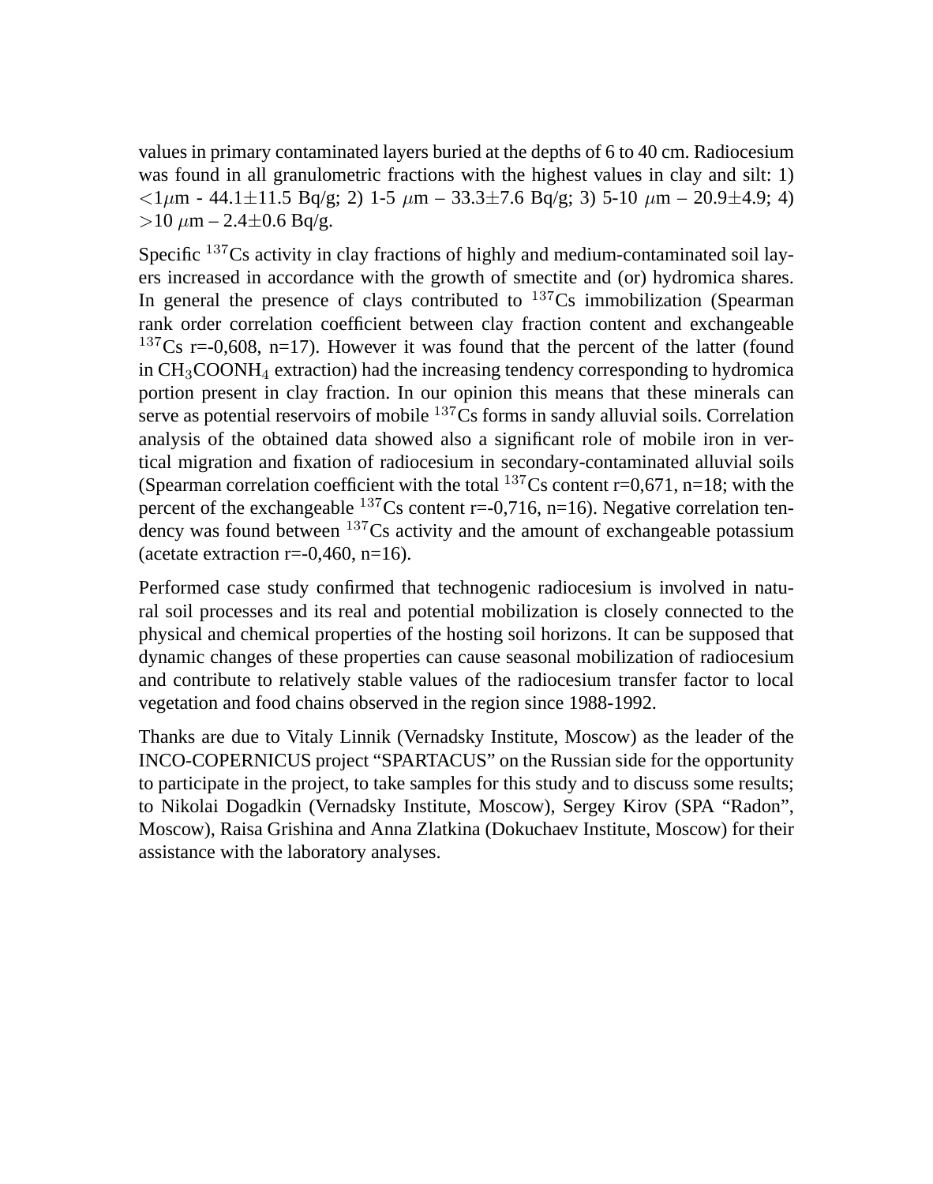values in primary contaminated layers buried at the depths of 6 to 40 cm. Radiocesium was found in all granulometric fractions with the highest values in clay and silt: 1) $<1\mu$m - 44.1$\pm$11.5 Bq/g; 2) 1-5 $\mu$m – 33.3$\pm$7.6 Bq/g; 3) 5-10 $\mu$m – 20.9$\pm$4.9; 4) $>10$ $\mu$m – 2.4$\pm$0.6 Bq/g.

Specific $^{137}$Cs activity in clay fractions of highly and medium-contaminated soil layers increased in accordance with the growth of smectite and (or) hydromica shares. In general the presence of clays contributed to $^{137}$Cs immobilization (Spearman rank order correlation coefficient between clay fraction content and exchangeable $^{137}$Cs r=-0,608, n=17). However it was found that the percent of the latter (found in $CH_3COONH_4$ extraction) had the increasing tendency corresponding to hydromica portion present in clay fraction. In our opinion this means that these minerals can serve as potential reservoirs of mobile $^{137}$Cs forms in sandy alluvial soils. Correlation analysis of the obtained data showed also a significant role of mobile iron in vertical migration and fixation of radiocesium in secondary-contaminated alluvial soils (Spearman correlation coefficient with the total $^{137}$Cs content r=0,671, n=18; with the percent of the exchangeable $^{137}$Cs content r=-0,716, n=16). Negative correlation tendency was found between $^{137}$Cs activity and the amount of exchangeable potassium (acetate extraction r=-0,460, n=16).

Performed case study confirmed that technogenic radiocesium is involved in natural soil processes and its real and potential mobilization is closely connected to the physical and chemical properties of the hosting soil horizons. It can be supposed that dynamic changes of these properties can cause seasonal mobilization of radiocesium and contribute to relatively stable values of the radiocesium transfer factor to local vegetation and food chains observed in the region since 1988-1992.

Thanks are due to Vitaly Linnik (Vernadsky Institute, Moscow) as the leader of the INCO-COPERNICUS project "SPARTACUS" on the Russian side for the opportunity to participate in the project, to take samples for this study and to discuss some results; to Nikolai Dogadkin (Vernadsky Institute, Moscow), Sergey Kirov (SPA "Radon", Moscow), Raisa Grishina and Anna Zlatkina (Dokuchaev Institute, Moscow) for their assistance with the laboratory analyses.